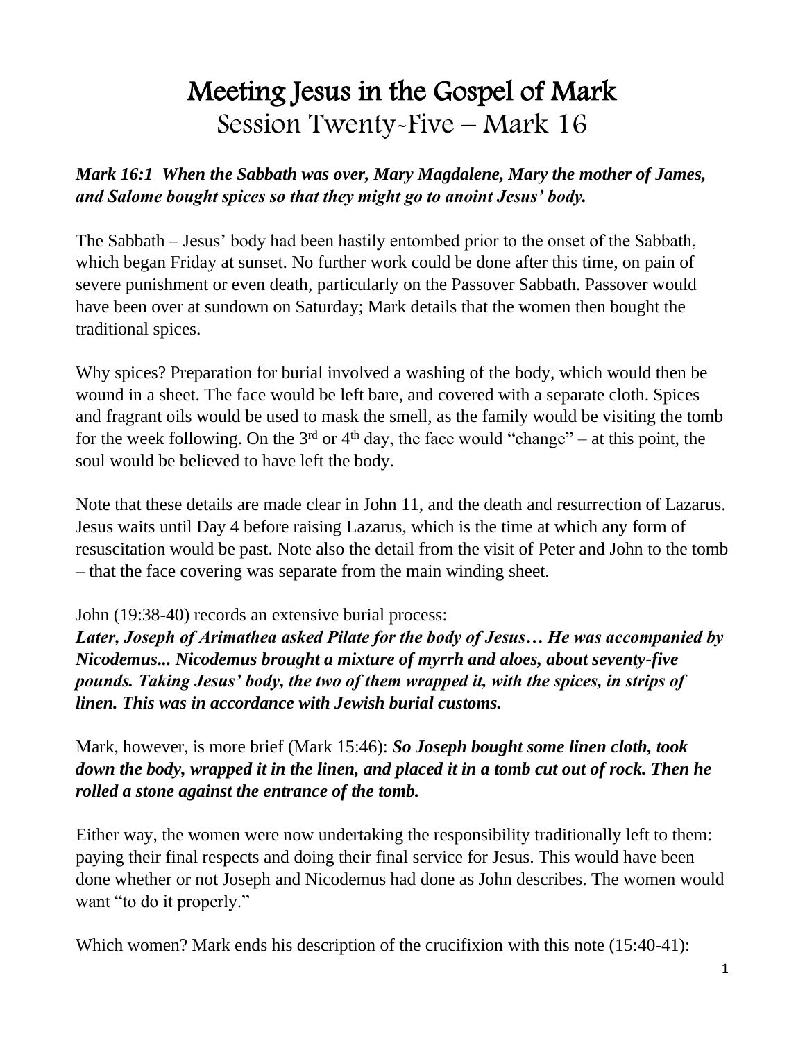# Meeting Jesus in the Gospel of Mark

## Session Twenty-Five – Mark 16

***Mark 16:1 When the Sabbath was over, Mary Magdalene, Mary the mother of James, and Salome bought spices so that they might go to anoint Jesus' body.***

The Sabbath – Jesus' body had been hastily entombed prior to the onset of the Sabbath, which began Friday at sunset. No further work could be done after this time, on pain of severe punishment or even death, particularly on the Passover Sabbath. Passover would have been over at sundown on Saturday; Mark details that the women then bought the traditional spices.

Why spices? Preparation for burial involved a washing of the body, which would then be wound in a sheet. The face would be left bare, and covered with a separate cloth. Spices and fragrant oils would be used to mask the smell, as the family would be visiting the tomb for the week following. On the 3rd or 4th day, the face would "change" – at this point, the soul would be believed to have left the body.

Note that these details are made clear in John 11, and the death and resurrection of Lazarus. Jesus waits until Day 4 before raising Lazarus, which is the time at which any form of resuscitation would be past. Note also the detail from the visit of Peter and John to the tomb – that the face covering was separate from the main winding sheet.

John (19:38-40) records an extensive burial process:
***Later, Joseph of Arimathea asked Pilate for the body of Jesus… He was accompanied by Nicodemus... Nicodemus brought a mixture of myrrh and aloes, about seventy-five pounds. Taking Jesus' body, the two of them wrapped it, with the spices, in strips of linen. This was in accordance with Jewish burial customs.***

Mark, however, is more brief (Mark 15:46): ***So Joseph bought some linen cloth, took down the body, wrapped it in the linen, and placed it in a tomb cut out of rock. Then he rolled a stone against the entrance of the tomb.***

Either way, the women were now undertaking the responsibility traditionally left to them: paying their final respects and doing their final service for Jesus. This would have been done whether or not Joseph and Nicodemus had done as John describes. The women would want "to do it properly."

Which women? Mark ends his description of the crucifixion with this note (15:40-41):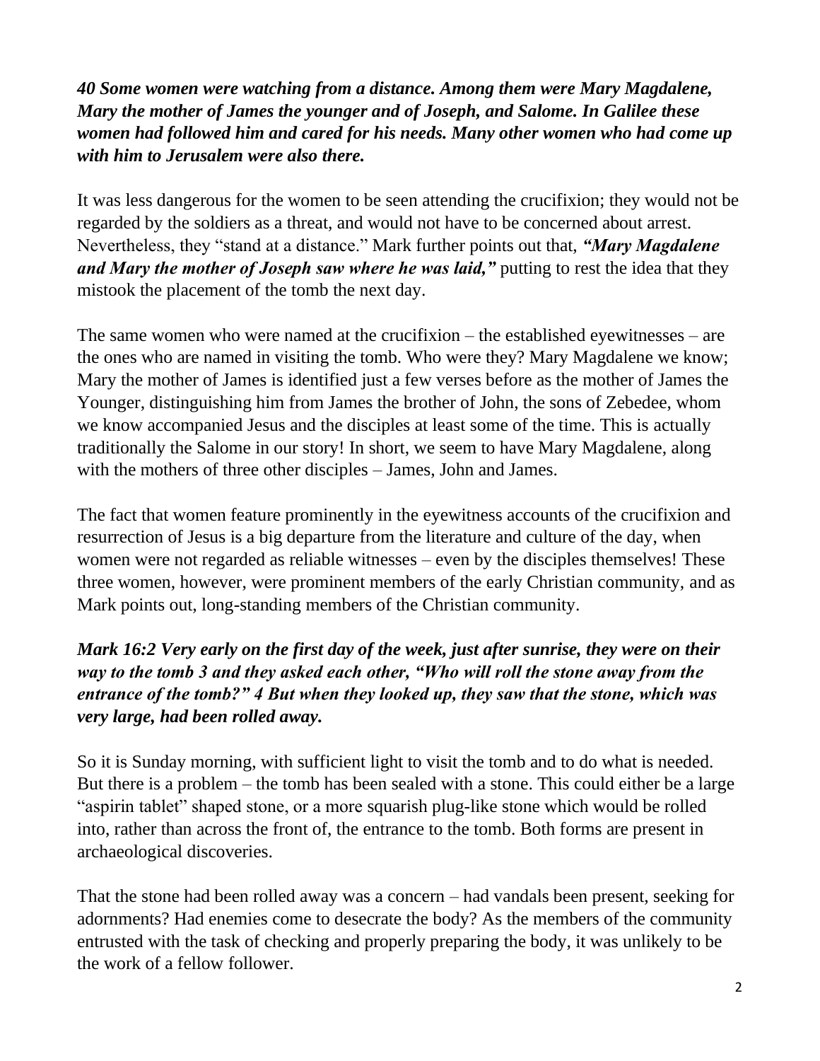***40 Some women were watching from a distance. Among them were Mary Magdalene, Mary the mother of James the younger and of Joseph, and Salome. In Galilee these women had followed him and cared for his needs. Many other women who had come up with him to Jerusalem were also there.***

It was less dangerous for the women to be seen attending the crucifixion; they would not be regarded by the soldiers as a threat, and would not have to be concerned about arrest. Nevertheless, they "stand at a distance." Mark further points out that, ***"Mary Magdalene and Mary the mother of Joseph saw where he was laid,"*** putting to rest the idea that they mistook the placement of the tomb the next day.

The same women who were named at the crucifixion – the established eyewitnesses – are the ones who are named in visiting the tomb. Who were they? Mary Magdalene we know; Mary the mother of James is identified just a few verses before as the mother of James the Younger, distinguishing him from James the brother of John, the sons of Zebedee, whom we know accompanied Jesus and the disciples at least some of the time. This is actually traditionally the Salome in our story! In short, we seem to have Mary Magdalene, along with the mothers of three other disciples – James, John and James.

The fact that women feature prominently in the eyewitness accounts of the crucifixion and resurrection of Jesus is a big departure from the literature and culture of the day, when women were not regarded as reliable witnesses – even by the disciples themselves! These three women, however, were prominent members of the early Christian community, and as Mark points out, long-standing members of the Christian community.

***Mark 16:2 Very early on the first day of the week, just after sunrise, they were on their way to the tomb 3 and they asked each other, "Who will roll the stone away from the entrance of the tomb?" 4 But when they looked up, they saw that the stone, which was very large, had been rolled away.***

So it is Sunday morning, with sufficient light to visit the tomb and to do what is needed. But there is a problem – the tomb has been sealed with a stone. This could either be a large "aspirin tablet" shaped stone, or a more squarish plug-like stone which would be rolled into, rather than across the front of, the entrance to the tomb. Both forms are present in archaeological discoveries.

That the stone had been rolled away was a concern – had vandals been present, seeking for adornments? Had enemies come to desecrate the body? As the members of the community entrusted with the task of checking and properly preparing the body, it was unlikely to be the work of a fellow follower.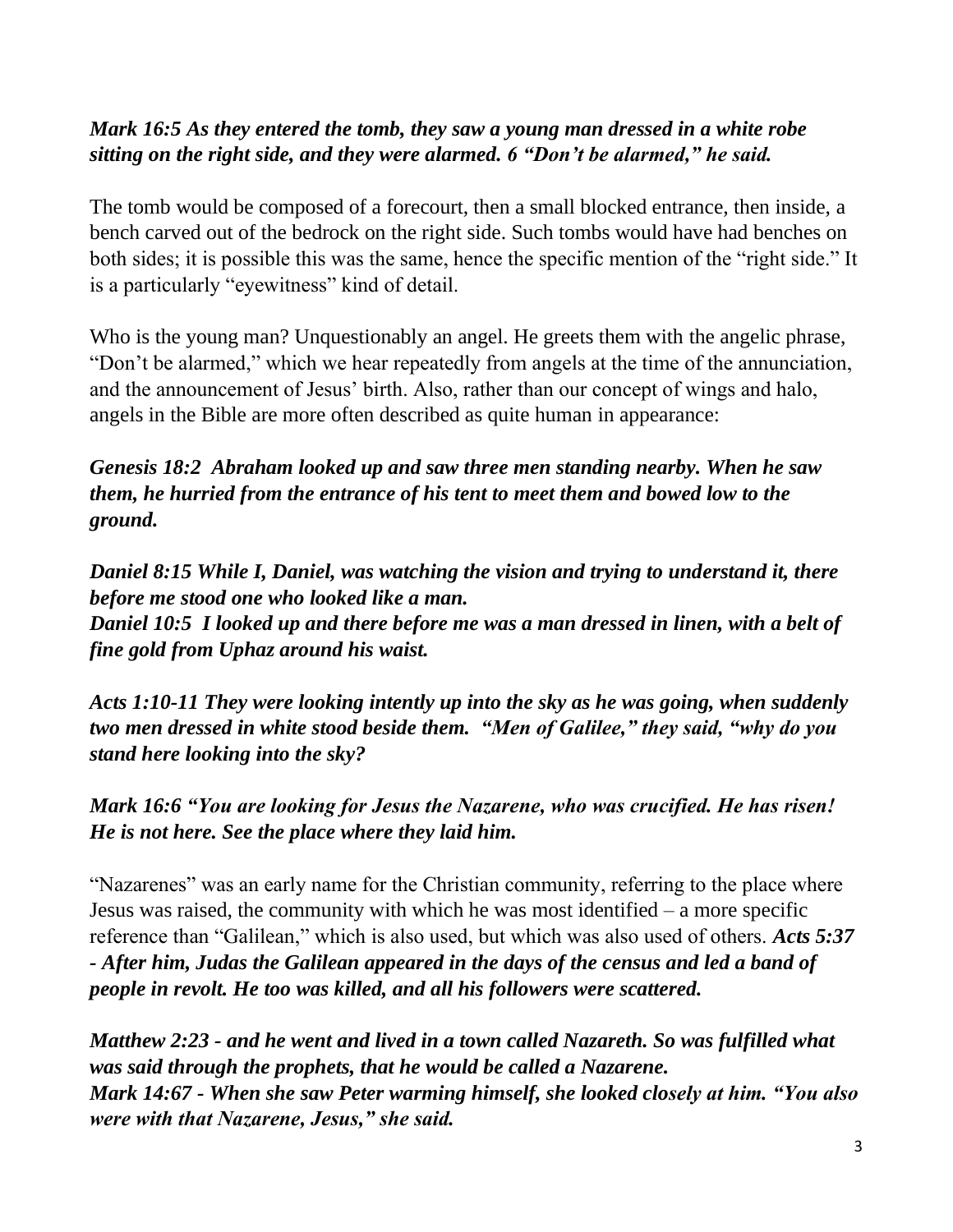***Mark 16:5 As they entered the tomb, they saw a young man dressed in a white robe sitting on the right side, and they were alarmed. 6 "Don't be alarmed," he said.***

The tomb would be composed of a forecourt, then a small blocked entrance, then inside, a bench carved out of the bedrock on the right side. Such tombs would have had benches on both sides; it is possible this was the same, hence the specific mention of the "right side." It is a particularly "eyewitness" kind of detail.

Who is the young man? Unquestionably an angel. He greets them with the angelic phrase, "Don't be alarmed," which we hear repeatedly from angels at the time of the annunciation, and the announcement of Jesus' birth. Also, rather than our concept of wings and halo, angels in the Bible are more often described as quite human in appearance:

***Genesis 18:2 Abraham looked up and saw three men standing nearby. When he saw them, he hurried from the entrance of his tent to meet them and bowed low to the ground.***

***Daniel 8:15 While I, Daniel, was watching the vision and trying to understand it, there before me stood one who looked like a man.***
***Daniel 10:5 I looked up and there before me was a man dressed in linen, with a belt of fine gold from Uphaz around his waist.***

***Acts 1:10-11 They were looking intently up into the sky as he was going, when suddenly two men dressed in white stood beside them. "Men of Galilee," they said, "why do you stand here looking into the sky?***

***Mark 16:6 "You are looking for Jesus the Nazarene, who was crucified. He has risen! He is not here. See the place where they laid him.***

"Nazarenes" was an early name for the Christian community, referring to the place where Jesus was raised, the community with which he was most identified – a more specific reference than "Galilean," which is also used, but which was also used of others. ***Acts 5:37 - After him, Judas the Galilean appeared in the days of the census and led a band of people in revolt. He too was killed, and all his followers were scattered.***

***Matthew 2:23 - and he went and lived in a town called Nazareth. So was fulfilled what was said through the prophets, that he would be called a Nazarene.***
***Mark 14:67 - When she saw Peter warming himself, she looked closely at him. "You also were with that Nazarene, Jesus," she said.***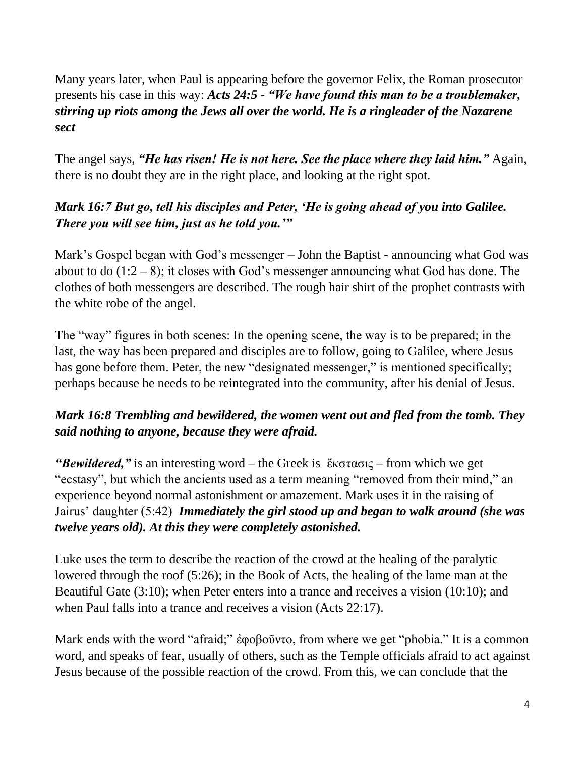Many years later, when Paul is appearing before the governor Felix, the Roman prosecutor presents his case in this way: ***Acts 24:5 - "We have found this man to be a troublemaker, stirring up riots among the Jews all over the world. He is a ringleader of the Nazarene sect***

The angel says, ***"He has risen! He is not here. See the place where they laid him."*** Again, there is no doubt they are in the right place, and looking at the right spot.

***Mark 16:7 But go, tell his disciples and Peter, 'He is going ahead of you into Galilee. There you will see him, just as he told you.'"***

Mark's Gospel began with God's messenger – John the Baptist - announcing what God was about to do (1:2 – 8); it closes with God's messenger announcing what God has done. The clothes of both messengers are described. The rough hair shirt of the prophet contrasts with the white robe of the angel.

The "way" figures in both scenes: In the opening scene, the way is to be prepared; in the last, the way has been prepared and disciples are to follow, going to Galilee, where Jesus has gone before them. Peter, the new "designated messenger," is mentioned specifically; perhaps because he needs to be reintegrated into the community, after his denial of Jesus.

***Mark 16:8 Trembling and bewildered, the women went out and fled from the tomb. They said nothing to anyone, because they were afraid.***

***"Bewildered,"*** is an interesting word – the Greek is ἔκστασις – from which we get "ecstasy", but which the ancients used as a term meaning "removed from their mind," an experience beyond normal astonishment or amazement. Mark uses it in the raising of Jairus' daughter (5:42) ***Immediately the girl stood up and began to walk around (she was twelve years old). At this they were completely astonished.***

Luke uses the term to describe the reaction of the crowd at the healing of the paralytic lowered through the roof (5:26); in the Book of Acts, the healing of the lame man at the Beautiful Gate (3:10); when Peter enters into a trance and receives a vision (10:10); and when Paul falls into a trance and receives a vision (Acts 22:17).

Mark ends with the word "afraid;" ἐφοβοῦντο, from where we get "phobia." It is a common word, and speaks of fear, usually of others, such as the Temple officials afraid to act against Jesus because of the possible reaction of the crowd. From this, we can conclude that the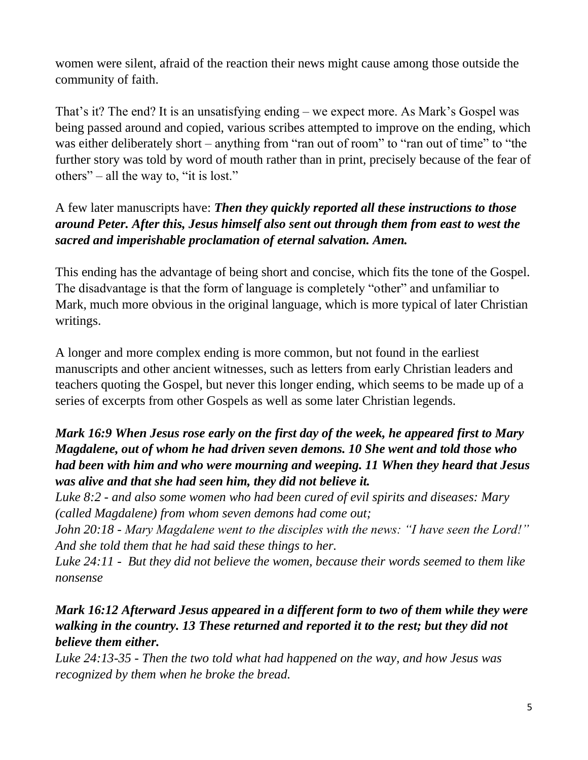women were silent, afraid of the reaction their news might cause among those outside the community of faith.

That's it? The end? It is an unsatisfying ending – we expect more. As Mark's Gospel was being passed around and copied, various scribes attempted to improve on the ending, which was either deliberately short – anything from "ran out of room" to "ran out of time" to "the further story was told by word of mouth rather than in print, precisely because of the fear of others" – all the way to, "it is lost."

A few later manuscripts have: ***Then they quickly reported all these instructions to those around Peter. After this, Jesus himself also sent out through them from east to west the sacred and imperishable proclamation of eternal salvation. Amen.***

This ending has the advantage of being short and concise, which fits the tone of the Gospel. The disadvantage is that the form of language is completely "other" and unfamiliar to Mark, much more obvious in the original language, which is more typical of later Christian writings.

A longer and more complex ending is more common, but not found in the earliest manuscripts and other ancient witnesses, such as letters from early Christian leaders and teachers quoting the Gospel, but never this longer ending, which seems to be made up of a series of excerpts from other Gospels as well as some later Christian legends.

***Mark 16:9 When Jesus rose early on the first day of the week, he appeared first to Mary Magdalene, out of whom he had driven seven demons. 10 She went and told those who had been with him and who were mourning and weeping. 11 When they heard that Jesus was alive and that she had seen him, they did not believe it.***

*Luke 8:2 - and also some women who had been cured of evil spirits and diseases: Mary (called Magdalene) from whom seven demons had come out;*

*John 20:18 - Mary Magdalene went to the disciples with the news: "I have seen the Lord!" And she told them that he had said these things to her.*

*Luke 24:11 - But they did not believe the women, because their words seemed to them like nonsense*

***Mark 16:12 Afterward Jesus appeared in a different form to two of them while they were walking in the country. 13 These returned and reported it to the rest; but they did not believe them either.***

*Luke 24:13-35 - Then the two told what had happened on the way, and how Jesus was recognized by them when he broke the bread.*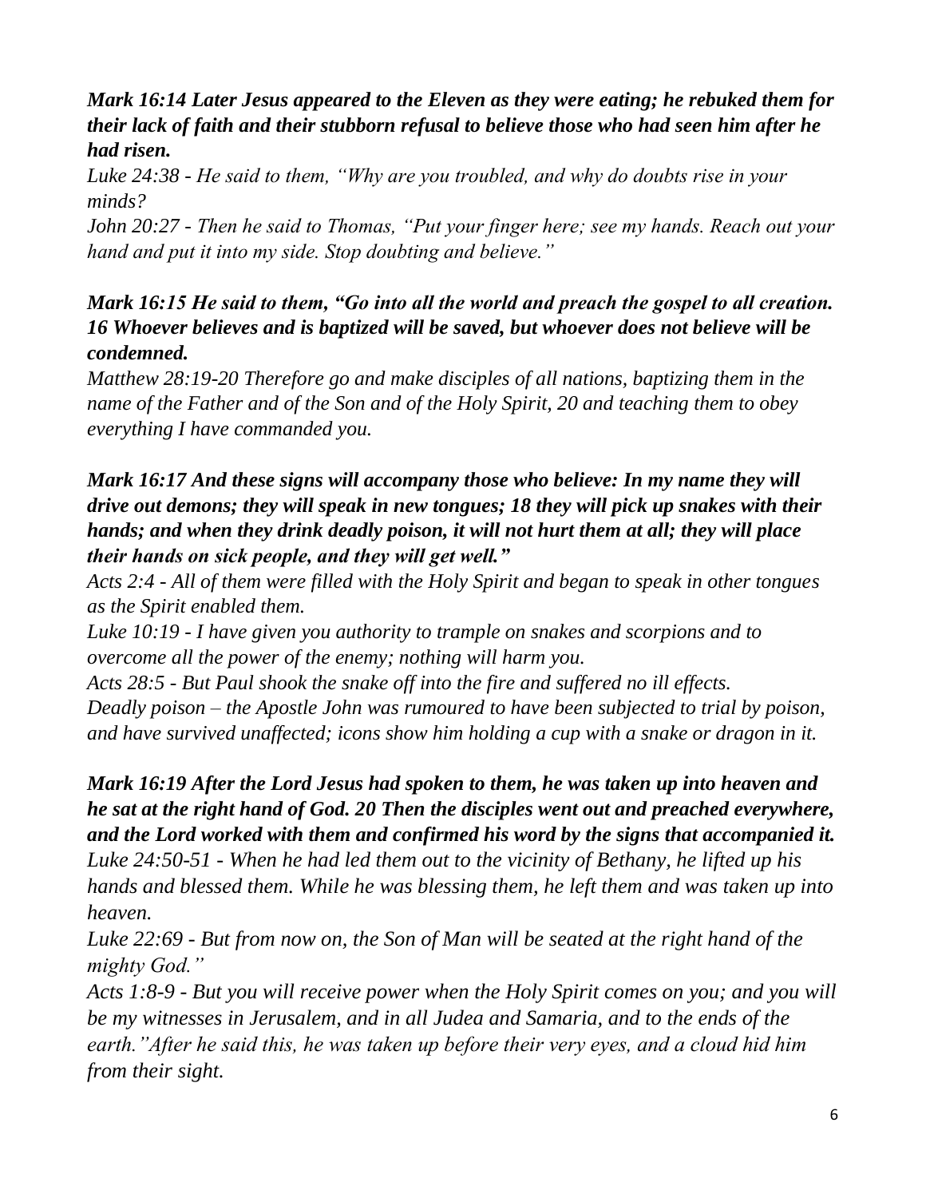***Mark 16:14 Later Jesus appeared to the Eleven as they were eating; he rebuked them for their lack of faith and their stubborn refusal to believe those who had seen him after he had risen.***

*Luke 24:38 - He said to them, "Why are you troubled, and why do doubts rise in your minds?*

*John 20:27 - Then he said to Thomas, "Put your finger here; see my hands. Reach out your hand and put it into my side. Stop doubting and believe."*

***Mark 16:15 He said to them, "Go into all the world and preach the gospel to all creation. 16 Whoever believes and is baptized will be saved, but whoever does not believe will be condemned.***

*Matthew 28:19-20 Therefore go and make disciples of all nations, baptizing them in the name of the Father and of the Son and of the Holy Spirit, 20 and teaching them to obey everything I have commanded you.*

***Mark 16:17 And these signs will accompany those who believe: In my name they will drive out demons; they will speak in new tongues; 18 they will pick up snakes with their hands; and when they drink deadly poison, it will not hurt them at all; they will place their hands on sick people, and they will get well."***

*Acts 2:4 - All of them were filled with the Holy Spirit and began to speak in other tongues as the Spirit enabled them.*

*Luke 10:19 - I have given you authority to trample on snakes and scorpions and to overcome all the power of the enemy; nothing will harm you.*

*Acts 28:5 - But Paul shook the snake off into the fire and suffered no ill effects.*

*Deadly poison – the Apostle John was rumoured to have been subjected to trial by poison, and have survived unaffected; icons show him holding a cup with a snake or dragon in it.*

***Mark 16:19 After the Lord Jesus had spoken to them, he was taken up into heaven and he sat at the right hand of God. 20 Then the disciples went out and preached everywhere, and the Lord worked with them and confirmed his word by the signs that accompanied it.***

*Luke 24:50-51 - When he had led them out to the vicinity of Bethany, he lifted up his hands and blessed them. While he was blessing them, he left them and was taken up into heaven.*

*Luke 22:69 - But from now on, the Son of Man will be seated at the right hand of the mighty God."*

*Acts 1:8-9 - But you will receive power when the Holy Spirit comes on you; and you will be my witnesses in Jerusalem, and in all Judea and Samaria, and to the ends of the earth."After he said this, he was taken up before their very eyes, and a cloud hid him from their sight.*